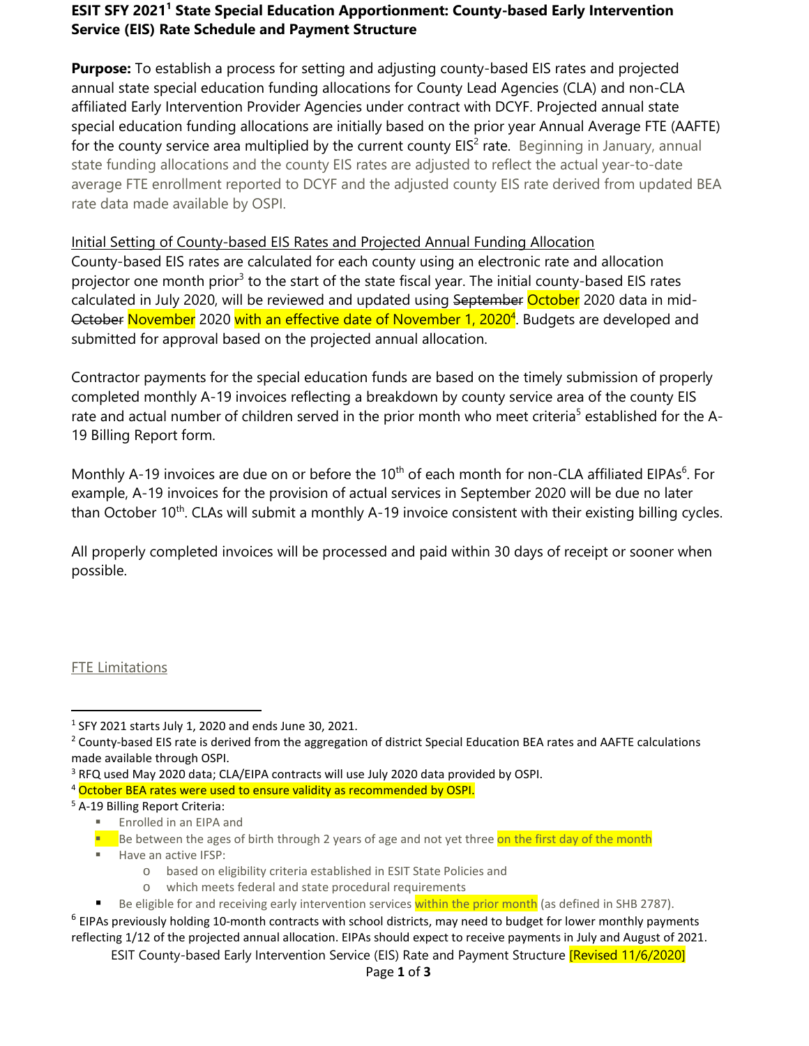# ESIT SFY 2021[1] State Special Education Apportionment: County-based Early Intervention Service (EIS) Rate Schedule and Payment Structure

**Purpose:** To establish a process for setting and adjusting county-based EIS rates and projected annual state special education funding allocations for County Lead Agencies (CLA) and non-CLA affiliated Early Intervention Provider Agencies under contract with DCYF. Projected annual state special education funding allocations are initially based on the prior year Annual Average FTE (AAFTE) for the county service area multiplied by the current county EIS[2] rate. Beginning in January, annual state funding allocations and the county EIS rates are adjusted to reflect the actual year-to-date average FTE enrollment reported to DCYF and the adjusted county EIS rate derived from updated BEA rate data made available by OSPI.

<u>Initial Setting of County-based EIS Rates and Projected Annual Funding Allocation</u>

County-based EIS rates are calculated for each county using an electronic rate and allocation projector one month prior[3] to the start of the state fiscal year. The initial county-based EIS rates calculated in July 2020, will be reviewed and updated using ~~September~~ October 2020 data in mid-~~October~~ November 2020 with an effective date of November 1, 2020[4]. Budgets are developed and submitted for approval based on the projected annual allocation.

Contractor payments for the special education funds are based on the timely submission of properly completed monthly A-19 invoices reflecting a breakdown by county service area of the county EIS rate and actual number of children served in the prior month who meet criteria[5] established for the A-19 Billing Report form.

Monthly A-19 invoices are due on or before the 10th of each month for non-CLA affiliated EIPAs[6]. For example, A-19 invoices for the provision of actual services in September 2020 will be due no later than October 10th. CLAs will submit a monthly A-19 invoice consistent with their existing billing cycles.

All properly completed invoices will be processed and paid within 30 days of receipt or sooner when possible.

<u>FTE Limitations</u>

---

[1] SFY 2021 starts July 1, 2020 and ends June 30, 2021.

[2] County-based EIS rate is derived from the aggregation of district Special Education BEA rates and AAFTE calculations made available through OSPI.

[3] RFQ used May 2020 data; CLA/EIPA contracts will use July 2020 data provided by OSPI.

[4] October BEA rates were used to ensure validity as recommended by OSPI.

[5] A-19 Billing Report Criteria:

- Enrolled in an EIPA and
- Be between the ages of birth through 2 years of age and not yet three on the first day of the month
- Have an active IFSP:
  - based on eligibility criteria established in ESIT State Policies and
  - which meets federal and state procedural requirements
- Be eligible for and receiving early intervention services within the prior month (as defined in SHB 2787).

[6] EIPAs previously holding 10-month contracts with school districts, may need to budget for lower monthly payments reflecting 1/12 of the projected annual allocation. EIPAs should expect to receive payments in July and August of 2021.

ESIT County-based Early Intervention Service (EIS) Rate and Payment Structure [Revised 11/6/2020]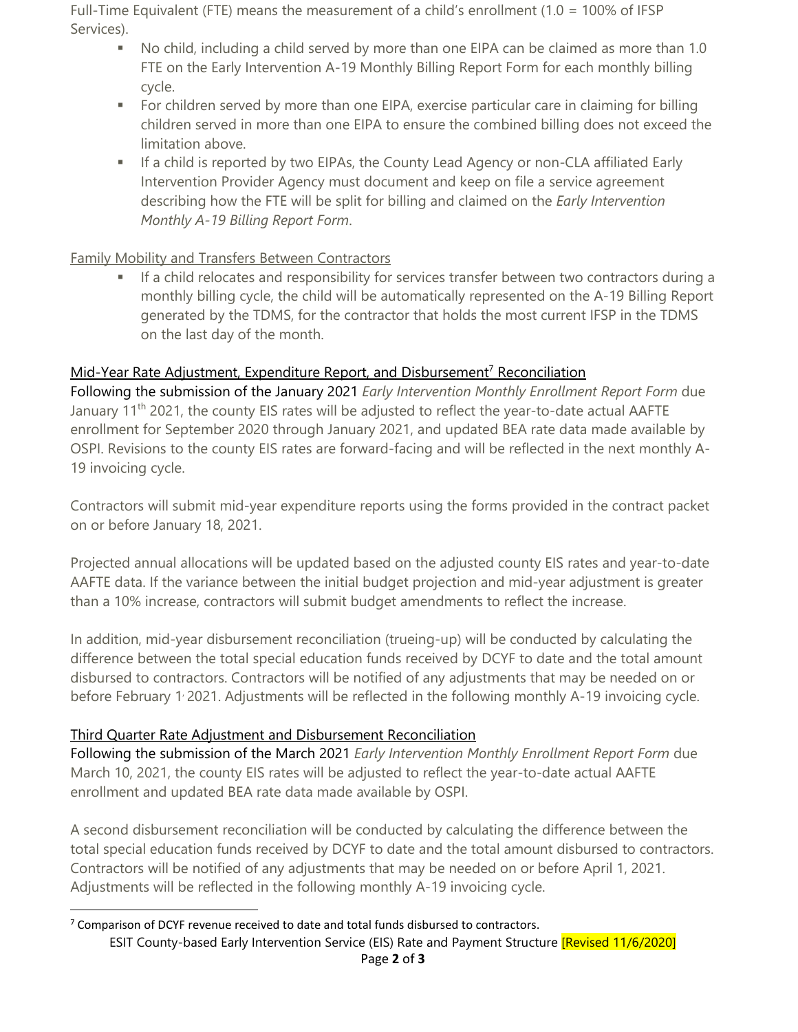Full-Time Equivalent (FTE) means the measurement of a child's enrollment (1.0 = 100% of IFSP Services).

- No child, including a child served by more than one EIPA can be claimed as more than 1.0 FTE on the Early Intervention A-19 Monthly Billing Report Form for each monthly billing cycle.
- For children served by more than one EIPA, exercise particular care in claiming for billing children served in more than one EIPA to ensure the combined billing does not exceed the limitation above.
- If a child is reported by two EIPAs, the County Lead Agency or non-CLA affiliated Early Intervention Provider Agency must document and keep on file a service agreement describing how the FTE will be split for billing and claimed on the *Early Intervention Monthly A-19 Billing Report Form*.

Family Mobility and Transfers Between Contractors

- If a child relocates and responsibility for services transfer between two contractors during a monthly billing cycle, the child will be automatically represented on the A-19 Billing Report generated by the TDMS, for the contractor that holds the most current IFSP in the TDMS on the last day of the month.

## Mid-Year Rate Adjustment, Expenditure Report, and Disbursement[7] Reconciliation

Following the submission of the January 2021 *Early Intervention Monthly Enrollment Report Form* due January 11th 2021, the county EIS rates will be adjusted to reflect the year-to-date actual AAFTE enrollment for September 2020 through January 2021, and updated BEA rate data made available by OSPI. Revisions to the county EIS rates are forward-facing and will be reflected in the next monthly A-19 invoicing cycle.

Contractors will submit mid-year expenditure reports using the forms provided in the contract packet on or before January 18, 2021.

Projected annual allocations will be updated based on the adjusted county EIS rates and year-to-date AAFTE data. If the variance between the initial budget projection and mid-year adjustment is greater than a 10% increase, contractors will submit budget amendments to reflect the increase.

In addition, mid-year disbursement reconciliation (trueing-up) will be conducted by calculating the difference between the total special education funds received by DCYF to date and the total amount disbursed to contractors. Contractors will be notified of any adjustments that may be needed on or before February 1, 2021. Adjustments will be reflected in the following monthly A-19 invoicing cycle.

## Third Quarter Rate Adjustment and Disbursement Reconciliation

Following the submission of the March 2021 *Early Intervention Monthly Enrollment Report Form* due March 10, 2021, the county EIS rates will be adjusted to reflect the year-to-date actual AAFTE enrollment and updated BEA rate data made available by OSPI.

A second disbursement reconciliation will be conducted by calculating the difference between the total special education funds received by DCYF to date and the total amount disbursed to contractors. Contractors will be notified of any adjustments that may be needed on or before April 1, 2021. Adjustments will be reflected in the following monthly A-19 invoicing cycle.

[7] Comparison of DCYF revenue received to date and total funds disbursed to contractors.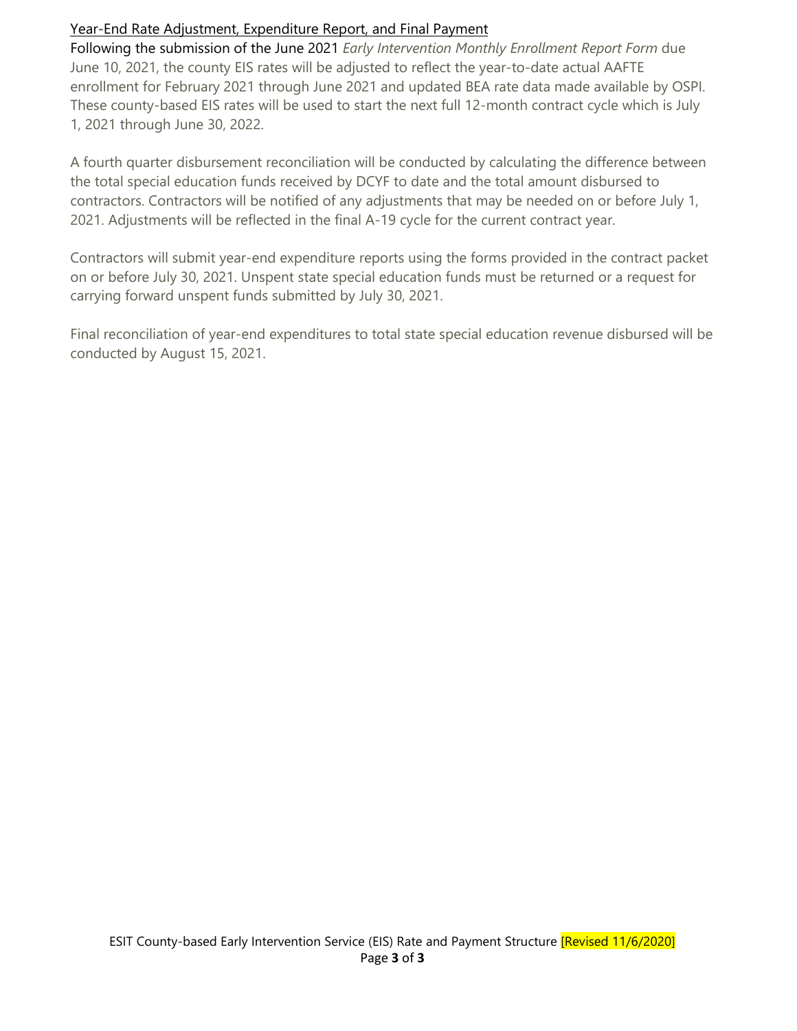## Year-End Rate Adjustment, Expenditure Report, and Final Payment

Following the submission of the June 2021 *Early Intervention Monthly Enrollment Report Form* due June 10, 2021, the county EIS rates will be adjusted to reflect the year-to-date actual AAFTE enrollment for February 2021 through June 2021 and updated BEA rate data made available by OSPI. These county-based EIS rates will be used to start the next full 12-month contract cycle which is July 1, 2021 through June 30, 2022.

A fourth quarter disbursement reconciliation will be conducted by calculating the difference between the total special education funds received by DCYF to date and the total amount disbursed to contractors. Contractors will be notified of any adjustments that may be needed on or before July 1, 2021. Adjustments will be reflected in the final A-19 cycle for the current contract year.

Contractors will submit year-end expenditure reports using the forms provided in the contract packet on or before July 30, 2021. Unspent state special education funds must be returned or a request for carrying forward unspent funds submitted by July 30, 2021.

Final reconciliation of year-end expenditures to total state special education revenue disbursed will be conducted by August 15, 2021.